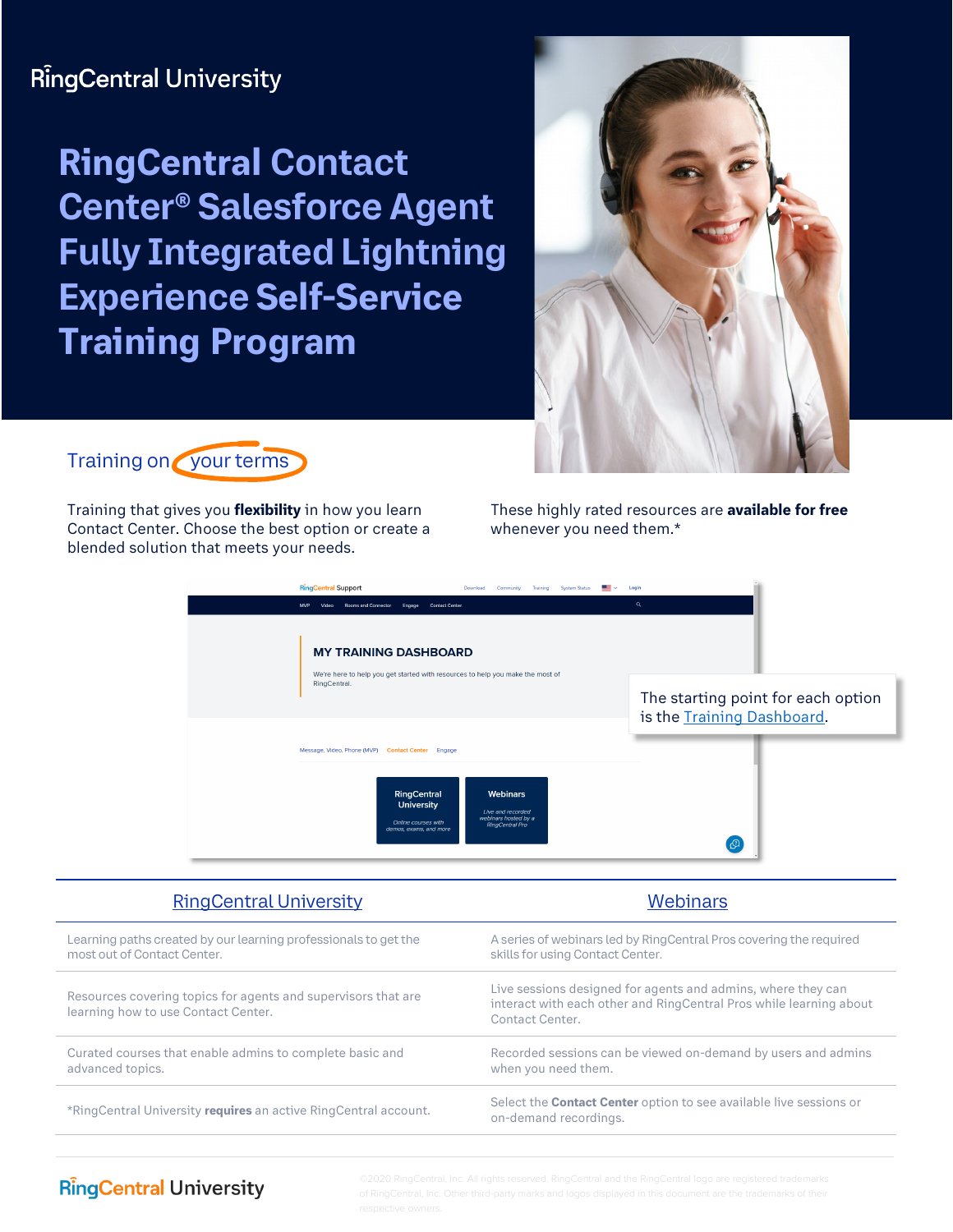RingCentral University

# RingCentral Contact Center® Salesforce Agent Fully Integrated Lightning Experience Self-Service Training Program

## Training on your terms

Training that gives you **flexibility** in how you learn Contact Center. Choose the best option or create a blended solution that meets your needs.

These highly rated resources are **available for free** whenever you need them.*

The starting point for each option is the Training Dashboard.

| RingCentral University | Webinars |
| --- | --- |
| Learning paths created by our learning professionals to get the most out of Contact Center. | A series of webinars led by RingCentral Pros covering the required skills for using Contact Center. |
| Resources covering topics for agents and supervisors that are learning how to use Contact Center. | Live sessions designed for agents and admins, where they can interact with each other and RingCentral Pros while learning about Contact Center. |
| Curated courses that enable admins to complete basic and advanced topics. | Recorded sessions can be viewed on-demand by users and admins when you need them. |
| *RingCentral University **requires** an active RingCentral account. | Select the **Contact Center** option to see available live sessions or on-demand recordings. |

RingCentral University

©2020 RingCentral, Inc. All rights reserved. RingCentral and the RingCentral logo are registered trademarks of RingCentral, Inc. Other third-party marks and logos displayed in this document are the trademarks of their respective owners.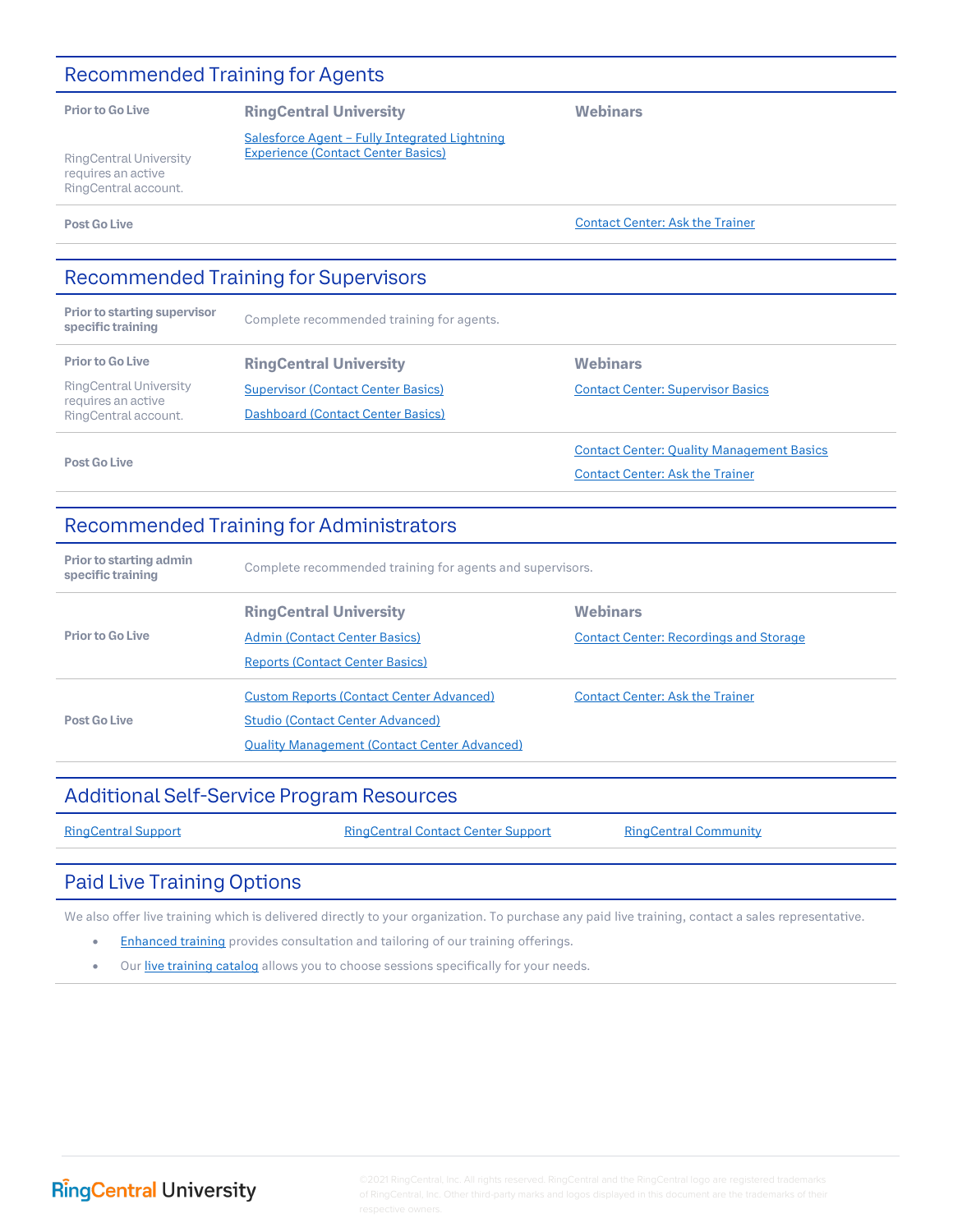## Recommended Training for Agents

| | RingCentral University | Webinars |
|---|---|---|
| **Prior to Go Live**<br>RingCentral University requires an active RingCentral account. | Salesforce Agent – Fully Integrated Lightning Experience (Contact Center Basics) | |
| **Post Go Live** | | Contact Center: Ask the Trainer |

## Recommended Training for Supervisors

| | RingCentral University | Webinars |
|---|---|---|
| **Prior to starting supervisor specific training** | Complete recommended training for agents. | |
| **Prior to Go Live**<br>RingCentral University requires an active RingCentral account. | Supervisor (Contact Center Basics)<br>Dashboard (Contact Center Basics) | Contact Center: Supervisor Basics |
| **Post Go Live** | | Contact Center: Quality Management Basics<br>Contact Center: Ask the Trainer |

## Recommended Training for Administrators

| | RingCentral University | Webinars |
|---|---|---|
| **Prior to starting admin specific training** | Complete recommended training for agents and supervisors. | |
| **Prior to Go Live** | Admin (Contact Center Basics)<br>Reports (Contact Center Basics) | Contact Center: Recordings and Storage |
| **Post Go Live** | Custom Reports (Contact Center Advanced)<br>Studio (Contact Center Advanced)<br>Quality Management (Contact Center Advanced) | Contact Center: Ask the Trainer |

## Additional Self-Service Program Resources

RingCentral Support | RingCentral Contact Center Support | RingCentral Community

## Paid Live Training Options

We also offer live training which is delivered directly to your organization. To purchase any paid live training, contact a sales representative.

- Enhanced training provides consultation and tailoring of our training offerings.
- Our live training catalog allows you to choose sessions specifically for your needs.

RingCentral University

©2021 RingCentral, Inc. All rights reserved. RingCentral and the RingCentral logo are registered trademarks of RingCentral, Inc. Other third-party marks and logos displayed in this document are the trademarks of their respective owners.